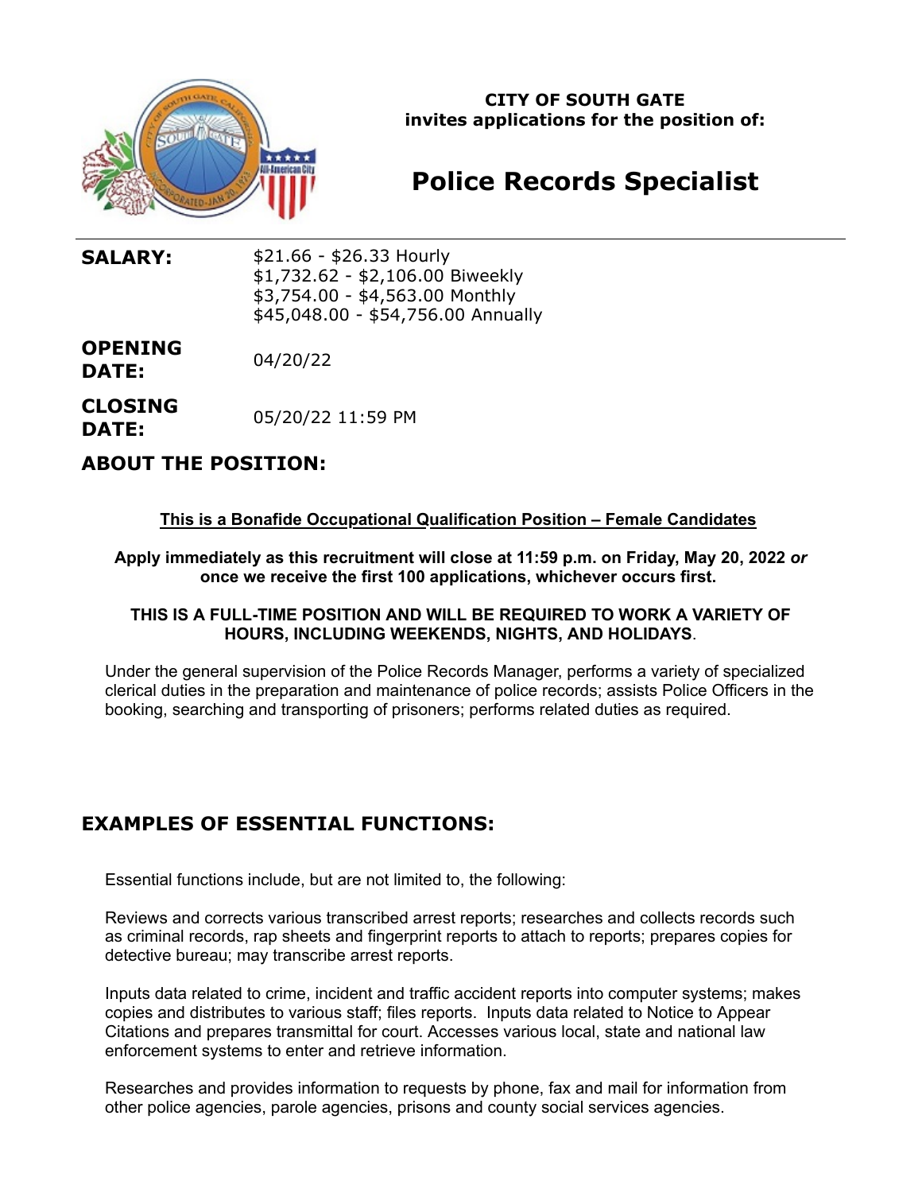**CITY OF SOUTH GATE**
**invites applications for the position of:**

# Police Records Specialist

| | |
|---|---|
| **SALARY:** | $21.66 - $26.33 Hourly<br>$1,732.62 - $2,106.00 Biweekly<br>$3,754.00 - $4,563.00 Monthly<br>$45,048.00 - $54,756.00 Annually |
| **OPENING DATE:** | 04/20/22 |
| **CLOSING DATE:** | 05/20/22 11:59 PM |

## ABOUT THE POSITION:

**This is a Bonafide Occupational Qualification Position – Female Candidates**

**Apply immediately as this recruitment will close at 11:59 p.m. on Friday, May 20, 2022 *or* once we receive the first 100 applications, whichever occurs first.**

**THIS IS A FULL-TIME POSITION AND WILL BE REQUIRED TO WORK A VARIETY OF HOURS, INCLUDING WEEKENDS, NIGHTS, AND HOLIDAYS**.

Under the general supervision of the Police Records Manager, performs a variety of specialized clerical duties in the preparation and maintenance of police records; assists Police Officers in the booking, searching and transporting of prisoners; performs related duties as required.

## EXAMPLES OF ESSENTIAL FUNCTIONS:

Essential functions include, but are not limited to, the following:

Reviews and corrects various transcribed arrest reports; researches and collects records such as criminal records, rap sheets and fingerprint reports to attach to reports; prepares copies for detective bureau; may transcribe arrest reports.

Inputs data related to crime, incident and traffic accident reports into computer systems; makes copies and distributes to various staff; files reports. Inputs data related to Notice to Appear Citations and prepares transmittal for court. Accesses various local, state and national law enforcement systems to enter and retrieve information.

Researches and provides information to requests by phone, fax and mail for information from other police agencies, parole agencies, prisons and county social services agencies.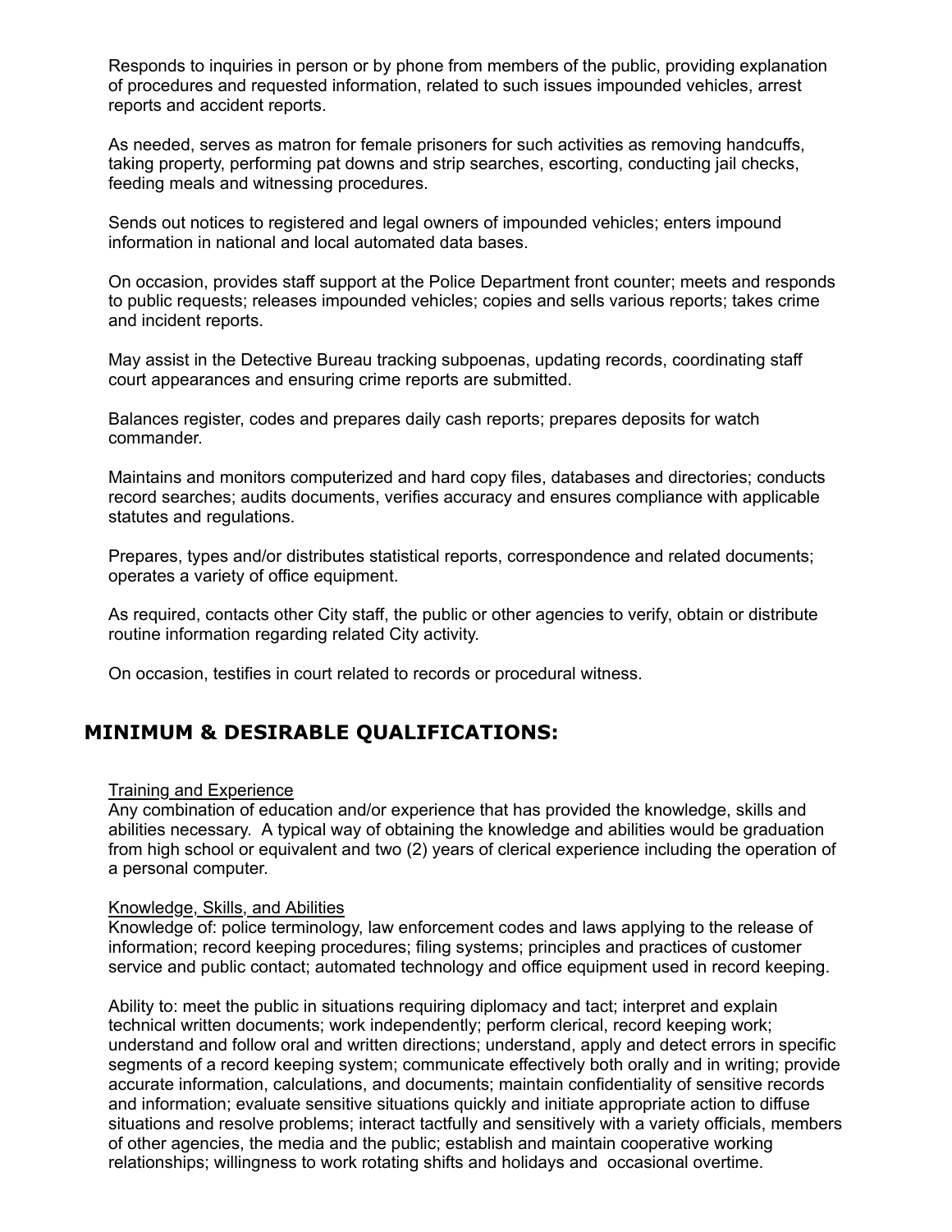Responds to inquiries in person or by phone from members of the public, providing explanation of procedures and requested information, related to such issues impounded vehicles, arrest reports and accident reports.

As needed, serves as matron for female prisoners for such activities as removing handcuffs, taking property, performing pat downs and strip searches, escorting, conducting jail checks, feeding meals and witnessing procedures.

Sends out notices to registered and legal owners of impounded vehicles; enters impound information in national and local automated data bases.

On occasion, provides staff support at the Police Department front counter; meets and responds to public requests; releases impounded vehicles; copies and sells various reports; takes crime and incident reports.

May assist in the Detective Bureau tracking subpoenas, updating records, coordinating staff court appearances and ensuring crime reports are submitted.

Balances register, codes and prepares daily cash reports; prepares deposits for watch commander.

Maintains and monitors computerized and hard copy files, databases and directories; conducts record searches; audits documents, verifies accuracy and ensures compliance with applicable statutes and regulations.

Prepares, types and/or distributes statistical reports, correspondence and related documents; operates a variety of office equipment.

As required, contacts other City staff, the public or other agencies to verify, obtain or distribute routine information regarding related City activity.

On occasion, testifies in court related to records or procedural witness.

## MINIMUM & DESIRABLE QUALIFICATIONS:

Training and Experience
Any combination of education and/or experience that has provided the knowledge, skills and abilities necessary. A typical way of obtaining the knowledge and abilities would be graduation from high school or equivalent and two (2) years of clerical experience including the operation of a personal computer.

Knowledge, Skills, and Abilities
Knowledge of: police terminology, law enforcement codes and laws applying to the release of information; record keeping procedures; filing systems; principles and practices of customer service and public contact; automated technology and office equipment used in record keeping.

Ability to: meet the public in situations requiring diplomacy and tact; interpret and explain technical written documents; work independently; perform clerical, record keeping work; understand and follow oral and written directions; understand, apply and detect errors in specific segments of a record keeping system; communicate effectively both orally and in writing; provide accurate information, calculations, and documents; maintain confidentiality of sensitive records and information; evaluate sensitive situations quickly and initiate appropriate action to diffuse situations and resolve problems; interact tactfully and sensitively with a variety officials, members of other agencies, the media and the public; establish and maintain cooperative working relationships; willingness to work rotating shifts and holidays and occasional overtime.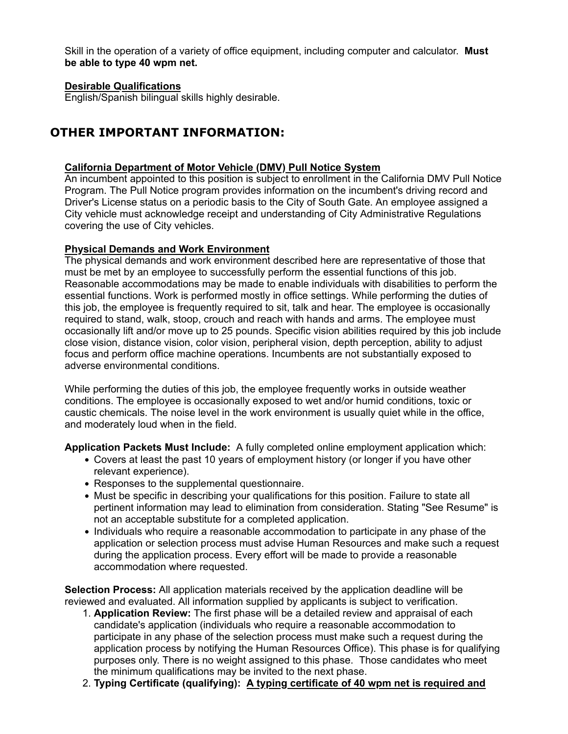Skill in the operation of a variety of office equipment, including computer and calculator. **Must be able to type 40 wpm net.**

**Desirable Qualifications**
English/Spanish bilingual skills highly desirable.

## OTHER IMPORTANT INFORMATION:

**California Department of Motor Vehicle (DMV) Pull Notice System**
An incumbent appointed to this position is subject to enrollment in the California DMV Pull Notice Program. The Pull Notice program provides information on the incumbent's driving record and Driver's License status on a periodic basis to the City of South Gate. An employee assigned a City vehicle must acknowledge receipt and understanding of City Administrative Regulations covering the use of City vehicles.

**Physical Demands and Work Environment**
The physical demands and work environment described here are representative of those that must be met by an employee to successfully perform the essential functions of this job. Reasonable accommodations may be made to enable individuals with disabilities to perform the essential functions. Work is performed mostly in office settings. While performing the duties of this job, the employee is frequently required to sit, talk and hear. The employee is occasionally required to stand, walk, stoop, crouch and reach with hands and arms. The employee must occasionally lift and/or move up to 25 pounds. Specific vision abilities required by this job include close vision, distance vision, color vision, peripheral vision, depth perception, ability to adjust focus and perform office machine operations. Incumbents are not substantially exposed to adverse environmental conditions.

While performing the duties of this job, the employee frequently works in outside weather conditions. The employee is occasionally exposed to wet and/or humid conditions, toxic or caustic chemicals. The noise level in the work environment is usually quiet while in the office, and moderately loud when in the field.

**Application Packets Must Include:** A fully completed online employment application which:

- Covers at least the past 10 years of employment history (or longer if you have other relevant experience).
- Responses to the supplemental questionnaire.
- Must be specific in describing your qualifications for this position. Failure to state all pertinent information may lead to elimination from consideration. Stating "See Resume" is not an acceptable substitute for a completed application.
- Individuals who require a reasonable accommodation to participate in any phase of the application or selection process must advise Human Resources and make such a request during the application process. Every effort will be made to provide a reasonable accommodation where requested.

**Selection Process:** All application materials received by the application deadline will be reviewed and evaluated. All information supplied by applicants is subject to verification.

1. **Application Review:** The first phase will be a detailed review and appraisal of each candidate's application (individuals who require a reasonable accommodation to participate in any phase of the selection process must make such a request during the application process by notifying the Human Resources Office). This phase is for qualifying purposes only. There is no weight assigned to this phase. Those candidates who meet the minimum qualifications may be invited to the next phase.
2. **Typing Certificate (qualifying): A typing certificate of 40 wpm net is required and**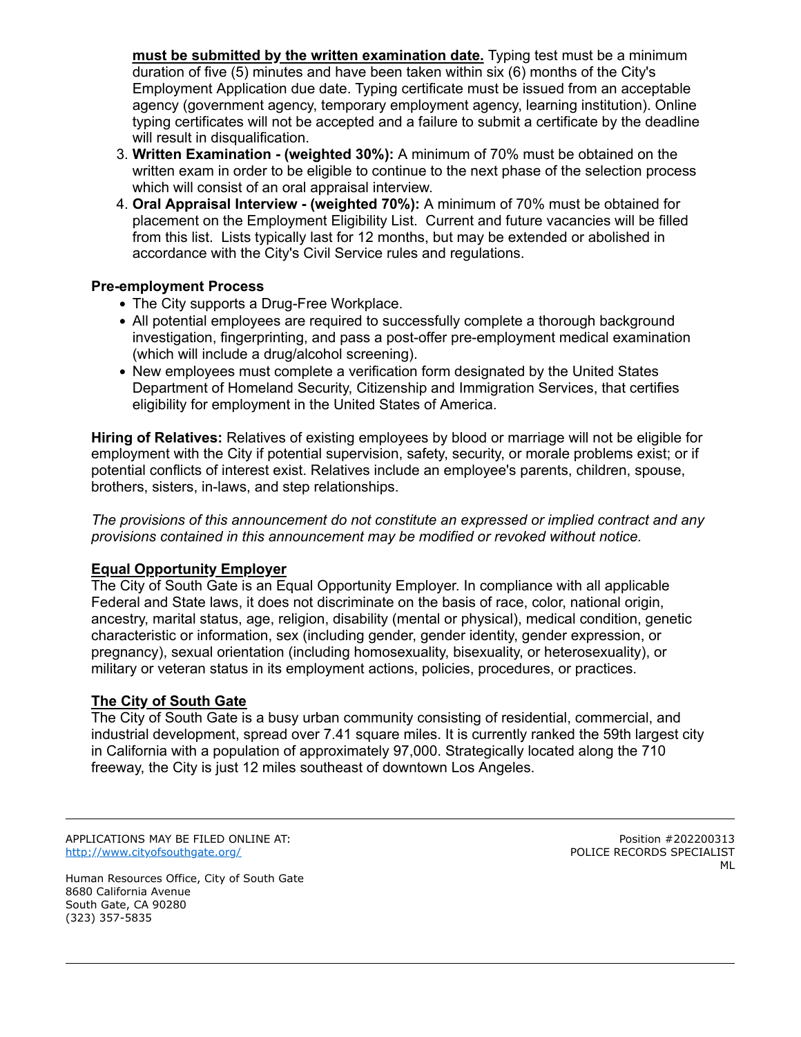**must be submitted by the written examination date.** Typing test must be a minimum duration of five (5) minutes and have been taken within six (6) months of the City's Employment Application due date. Typing certificate must be issued from an acceptable agency (government agency, temporary employment agency, learning institution). Online typing certificates will not be accepted and a failure to submit a certificate by the deadline will result in disqualification.

3. **Written Examination - (weighted 30%):** A minimum of 70% must be obtained on the written exam in order to be eligible to continue to the next phase of the selection process which will consist of an oral appraisal interview.
4. **Oral Appraisal Interview - (weighted 70%):** A minimum of 70% must be obtained for placement on the Employment Eligibility List. Current and future vacancies will be filled from this list. Lists typically last for 12 months, but may be extended or abolished in accordance with the City's Civil Service rules and regulations.

**Pre-employment Process**

- The City supports a Drug-Free Workplace.
- All potential employees are required to successfully complete a thorough background investigation, fingerprinting, and pass a post-offer pre-employment medical examination (which will include a drug/alcohol screening).
- New employees must complete a verification form designated by the United States Department of Homeland Security, Citizenship and Immigration Services, that certifies eligibility for employment in the United States of America.

**Hiring of Relatives:** Relatives of existing employees by blood or marriage will not be eligible for employment with the City if potential supervision, safety, security, or morale problems exist; or if potential conflicts of interest exist. Relatives include an employee's parents, children, spouse, brothers, sisters, in-laws, and step relationships.

*The provisions of this announcement do not constitute an expressed or implied contract and any provisions contained in this announcement may be modified or revoked without notice.*

**Equal Opportunity Employer**

The City of South Gate is an Equal Opportunity Employer. In compliance with all applicable Federal and State laws, it does not discriminate on the basis of race, color, national origin, ancestry, marital status, age, religion, disability (mental or physical), medical condition, genetic characteristic or information, sex (including gender, gender identity, gender expression, or pregnancy), sexual orientation (including homosexuality, bisexuality, or heterosexuality), or military or veteran status in its employment actions, policies, procedures, or practices.

**The City of South Gate**

The City of South Gate is a busy urban community consisting of residential, commercial, and industrial development, spread over 7.41 square miles. It is currently ranked the 59th largest city in California with a population of approximately 97,000. Strategically located along the 710 freeway, the City is just 12 miles southeast of downtown Los Angeles.

APPLICATIONS MAY BE FILED ONLINE AT:
http://www.cityofsouthgate.org/

Human Resources Office, City of South Gate
8680 California Avenue
South Gate, CA 90280
(323) 357-5835

Position #202200313
POLICE RECORDS SPECIALIST
ML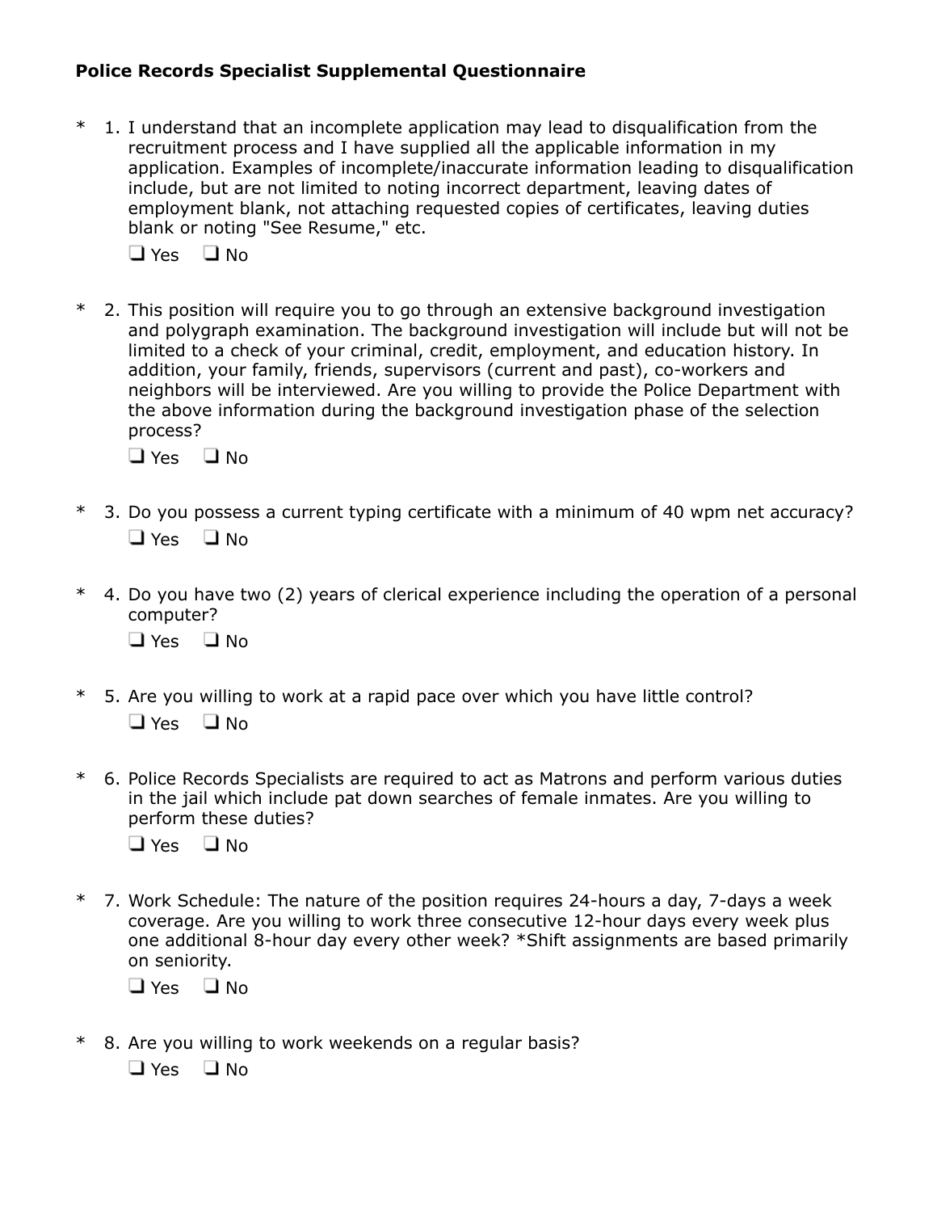**Police Records Specialist Supplemental Questionnaire**

\* 1. I understand that an incomplete application may lead to disqualification from the recruitment process and I have supplied all the applicable information in my application. Examples of incomplete/inaccurate information leading to disqualification include, but are not limited to noting incorrect department, leaving dates of employment blank, not attaching requested copies of certificates, leaving duties blank or noting "See Resume," etc.

❑ Yes ❑ No

\* 2. This position will require you to go through an extensive background investigation and polygraph examination. The background investigation will include but will not be limited to a check of your criminal, credit, employment, and education history. In addition, your family, friends, supervisors (current and past), co-workers and neighbors will be interviewed. Are you willing to provide the Police Department with the above information during the background investigation phase of the selection process?

❑ Yes ❑ No

\* 3. Do you possess a current typing certificate with a minimum of 40 wpm net accuracy?

❑ Yes ❑ No

\* 4. Do you have two (2) years of clerical experience including the operation of a personal computer?

❑ Yes ❑ No

\* 5. Are you willing to work at a rapid pace over which you have little control?

❑ Yes ❑ No

\* 6. Police Records Specialists are required to act as Matrons and perform various duties in the jail which include pat down searches of female inmates. Are you willing to perform these duties?

❑ Yes ❑ No

\* 7. Work Schedule: The nature of the position requires 24-hours a day, 7-days a week coverage. Are you willing to work three consecutive 12-hour days every week plus one additional 8-hour day every other week? *Shift assignments are based primarily on seniority.

❑ Yes ❑ No

\* 8. Are you willing to work weekends on a regular basis?

❑ Yes ❑ No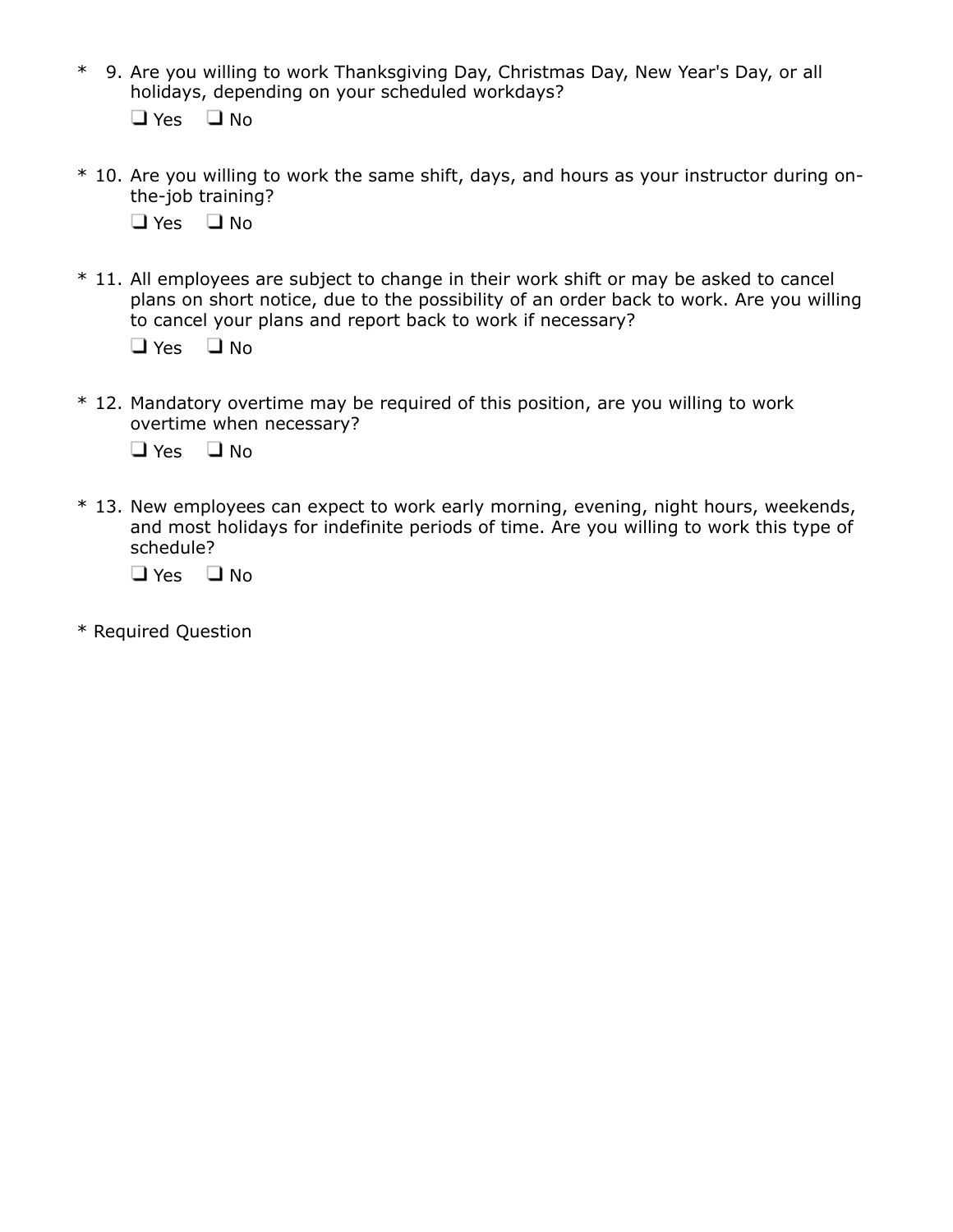\* 9. Are you willing to work Thanksgiving Day, Christmas Day, New Year's Day, or all holidays, depending on your scheduled workdays?

❑ Yes ❑ No

\* 10. Are you willing to work the same shift, days, and hours as your instructor during on-the-job training?

❑ Yes ❑ No

\* 11. All employees are subject to change in their work shift or may be asked to cancel plans on short notice, due to the possibility of an order back to work. Are you willing to cancel your plans and report back to work if necessary?

❑ Yes ❑ No

\* 12. Mandatory overtime may be required of this position, are you willing to work overtime when necessary?

❑ Yes ❑ No

\* 13. New employees can expect to work early morning, evening, night hours, weekends, and most holidays for indefinite periods of time. Are you willing to work this type of schedule?

❑ Yes ❑ No

\* Required Question